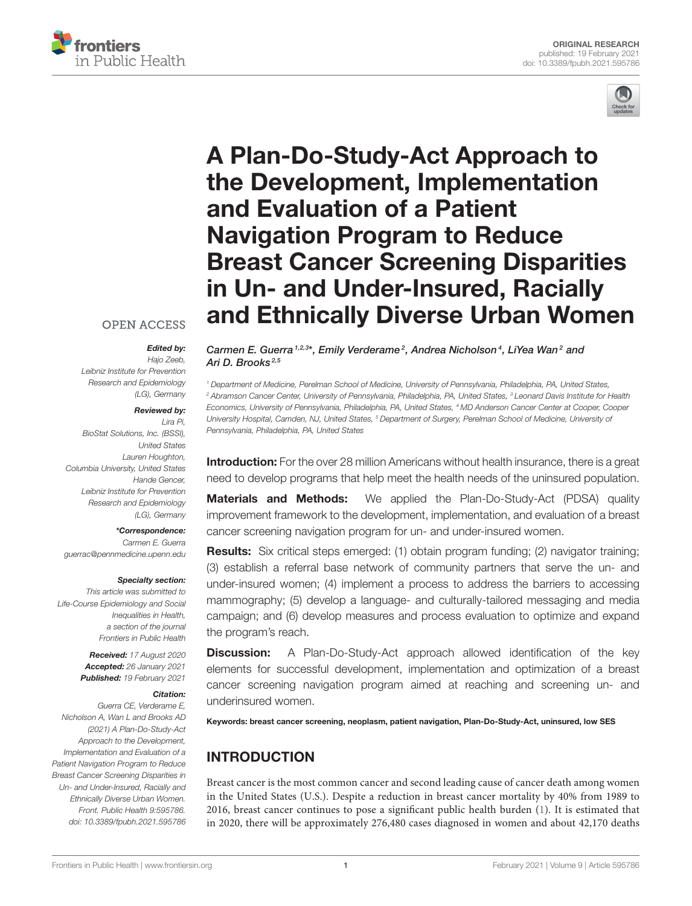ORIGINAL RESEARCH
published: 19 February 2021
doi: 10.3389/fpubh.2021.595786

# A Plan-Do-Study-Act Approach to the Development, Implementation and Evaluation of a Patient Navigation Program to Reduce Breast Cancer Screening Disparities in Un- and Under-Insured, Racially and Ethnically Diverse Urban Women

*Carmen E. Guerra[1,2,3]\*, Emily Verderame[2], Andrea Nicholson[4], LiYea Wan[2] and Ari D. Brooks[2,5]*

[1] Department of Medicine, Perelman School of Medicine, University of Pennsylvania, Philadelphia, PA, United States, [2] Abramson Cancer Center, University of Pennsylvania, Philadelphia, PA, United States, [3] Leonard Davis Institute for Health Economics, University of Pennsylvania, Philadelphia, PA, United States, [4] MD Anderson Cancer Center at Cooper, Cooper University Hospital, Camden, NJ, United States, [5] Department of Surgery, Perelman School of Medicine, University of Pennsylvania, Philadelphia, PA, United States

OPEN ACCESS

***Edited by:***
*Hajo Zeeb,*
*Leibniz Institute for Prevention Research and Epidemiology (LG), Germany*

***Reviewed by:***
*Lira Pi,*
*BioStat Solutions, Inc. (BSSI), United States*
*Lauren Houghton,*
*Columbia University, United States*
*Hande Gencer,*
*Leibniz Institute for Prevention Research and Epidemiology (LG), Germany*

***\*Correspondence:***
*Carmen E. Guerra*
*guerrac@pennmedicine.upenn.edu*

***Specialty section:***
*This article was submitted to Life-Course Epidemiology and Social Inequalities in Health, a section of the journal Frontiers in Public Health*

***Received:*** *17 August 2020*
***Accepted:*** *26 January 2021*
***Published:*** *19 February 2021*

***Citation:***
*Guerra CE, Verderame E, Nicholson A, Wan L and Brooks AD (2021) A Plan-Do-Study-Act Approach to the Development, Implementation and Evaluation of a Patient Navigation Program to Reduce Breast Cancer Screening Disparities in Un- and Under-Insured, Racially and Ethnically Diverse Urban Women. Front. Public Health 9:595786. doi: 10.3389/fpubh.2021.595786*

**Introduction:** For the over 28 million Americans without health insurance, there is a great need to develop programs that help meet the health needs of the uninsured population.

**Materials and Methods:** We applied the Plan-Do-Study-Act (PDSA) quality improvement framework to the development, implementation, and evaluation of a breast cancer screening navigation program for un- and under-insured women.

**Results:** Six critical steps emerged: (1) obtain program funding; (2) navigator training; (3) establish a referral base network of community partners that serve the un- and under-insured women; (4) implement a process to address the barriers to accessing mammography; (5) develop a language- and culturally-tailored messaging and media campaign; and (6) develop measures and process evaluation to optimize and expand the program's reach.

**Discussion:** A Plan-Do-Study-Act approach allowed identification of the key elements for successful development, implementation and optimization of a breast cancer screening navigation program aimed at reaching and screening un- and underinsured women.

**Keywords: breast cancer screening, neoplasm, patient navigation, Plan-Do-Study-Act, uninsured, low SES**

## INTRODUCTION

Breast cancer is the most common cancer and second leading cause of cancer death among women in the United States (U.S.). Despite a reduction in breast cancer mortality by 40% from 1989 to 2016, breast cancer continues to pose a significant public health burden (1). It is estimated that in 2020, there will be approximately 276,480 cases diagnosed in women and about 42,170 deaths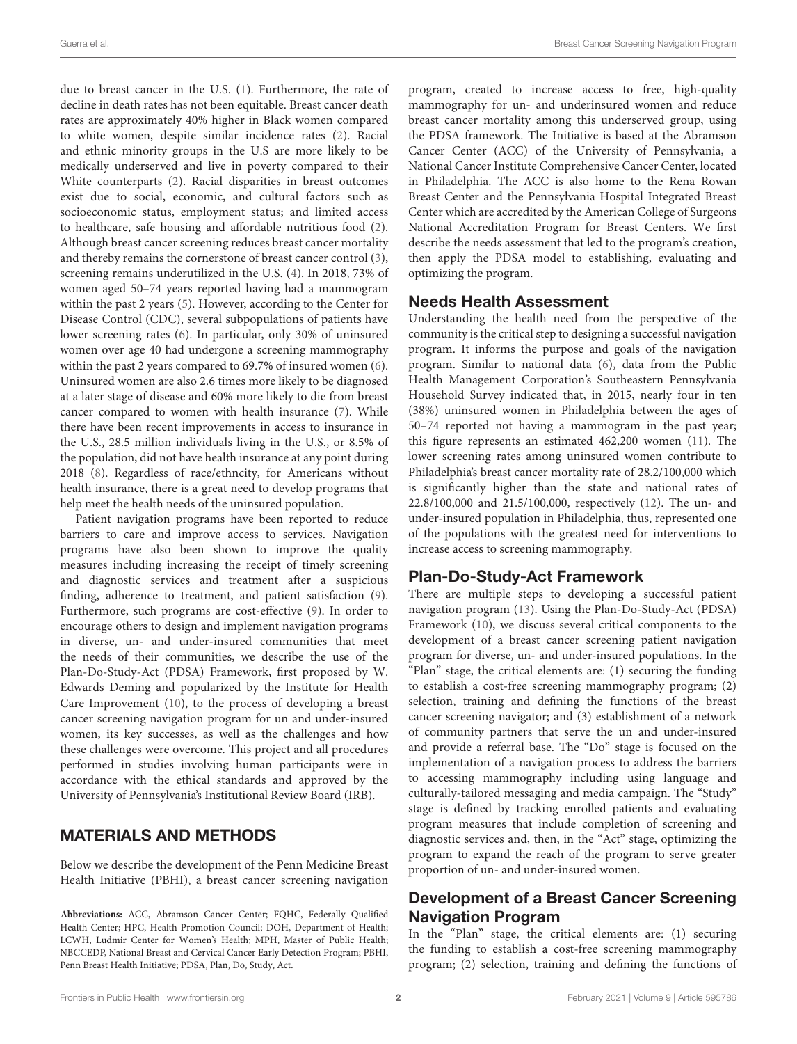due to breast cancer in the U.S. (1). Furthermore, the rate of decline in death rates has not been equitable. Breast cancer death rates are approximately 40% higher in Black women compared to white women, despite similar incidence rates (2). Racial and ethnic minority groups in the U.S are more likely to be medically underserved and live in poverty compared to their White counterparts (2). Racial disparities in breast outcomes exist due to social, economic, and cultural factors such as socioeconomic status, employment status; and limited access to healthcare, safe housing and affordable nutritious food (2). Although breast cancer screening reduces breast cancer mortality and thereby remains the cornerstone of breast cancer control (3), screening remains underutilized in the U.S. (4). In 2018, 73% of women aged 50–74 years reported having had a mammogram within the past 2 years (5). However, according to the Center for Disease Control (CDC), several subpopulations of patients have lower screening rates (6). In particular, only 30% of uninsured women over age 40 had undergone a screening mammography within the past 2 years compared to 69.7% of insured women (6). Uninsured women are also 2.6 times more likely to be diagnosed at a later stage of disease and 60% more likely to die from breast cancer compared to women with health insurance (7). While there have been recent improvements in access to insurance in the U.S., 28.5 million individuals living in the U.S., or 8.5% of the population, did not have health insurance at any point during 2018 (8). Regardless of race/ethncity, for Americans without health insurance, there is a great need to develop programs that help meet the health needs of the uninsured population.

Patient navigation programs have been reported to reduce barriers to care and improve access to services. Navigation programs have also been shown to improve the quality measures including increasing the receipt of timely screening and diagnostic services and treatment after a suspicious finding, adherence to treatment, and patient satisfaction (9). Furthermore, such programs are cost-effective (9). In order to encourage others to design and implement navigation programs in diverse, un- and under-insured communities that meet the needs of their communities, we describe the use of the Plan-Do-Study-Act (PDSA) Framework, first proposed by W. Edwards Deming and popularized by the Institute for Health Care Improvement (10), to the process of developing a breast cancer screening navigation program for un and under-insured women, its key successes, as well as the challenges and how these challenges were overcome. This project and all procedures performed in studies involving human participants were in accordance with the ethical standards and approved by the University of Pennsylvania's Institutional Review Board (IRB).

## MATERIALS AND METHODS

Below we describe the development of the Penn Medicine Breast Health Initiative (PBHI), a breast cancer screening navigation program, created to increase access to free, high-quality mammography for un- and underinsured women and reduce breast cancer mortality among this underserved group, using the PDSA framework. The Initiative is based at the Abramson Cancer Center (ACC) of the University of Pennsylvania, a National Cancer Institute Comprehensive Cancer Center, located in Philadelphia. The ACC is also home to the Rena Rowan Breast Center and the Pennsylvania Hospital Integrated Breast Center which are accredited by the American College of Surgeons National Accreditation Program for Breast Centers. We first describe the needs assessment that led to the program's creation, then apply the PDSA model to establishing, evaluating and optimizing the program.

### Needs Health Assessment

Understanding the health need from the perspective of the community is the critical step to designing a successful navigation program. It informs the purpose and goals of the navigation program. Similar to national data (6), data from the Public Health Management Corporation's Southeastern Pennsylvania Household Survey indicated that, in 2015, nearly four in ten (38%) uninsured women in Philadelphia between the ages of 50–74 reported not having a mammogram in the past year; this figure represents an estimated 462,200 women (11). The lower screening rates among uninsured women contribute to Philadelphia's breast cancer mortality rate of 28.2/100,000 which is significantly higher than the state and national rates of 22.8/100,000 and 21.5/100,000, respectively (12). The un- and under-insured population in Philadelphia, thus, represented one of the populations with the greatest need for interventions to increase access to screening mammography.

### Plan-Do-Study-Act Framework

There are multiple steps to developing a successful patient navigation program (13). Using the Plan-Do-Study-Act (PDSA) Framework (10), we discuss several critical components to the development of a breast cancer screening patient navigation program for diverse, un- and under-insured populations. In the "Plan" stage, the critical elements are: (1) securing the funding to establish a cost-free screening mammography program; (2) selection, training and defining the functions of the breast cancer screening navigator; and (3) establishment of a network of community partners that serve the un and under-insured and provide a referral base. The "Do" stage is focused on the implementation of a navigation process to address the barriers to accessing mammography including using language and culturally-tailored messaging and media campaign. The "Study" stage is defined by tracking enrolled patients and evaluating program measures that include completion of screening and diagnostic services and, then, in the "Act" stage, optimizing the program to expand the reach of the program to serve greater proportion of un- and under-insured women.

### Development of a Breast Cancer Screening Navigation Program

In the "Plan" stage, the critical elements are: (1) securing the funding to establish a cost-free screening mammography program; (2) selection, training and defining the functions of

**Abbreviations:** ACC, Abramson Cancer Center; FQHC, Federally Qualified Health Center; HPC, Health Promotion Council; DOH, Department of Health; LCWH, Ludmir Center for Women's Health; MPH, Master of Public Health; NBCCEDP, National Breast and Cervical Cancer Early Detection Program; PBHI, Penn Breast Health Initiative; PDSA, Plan, Do, Study, Act.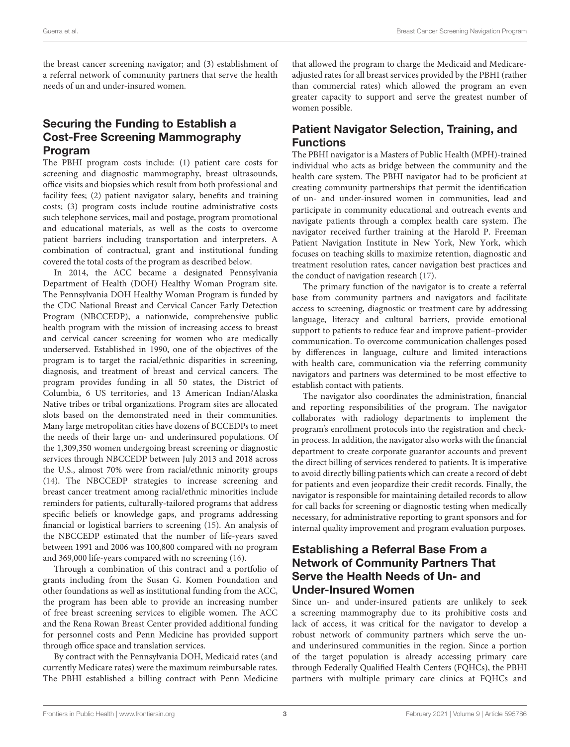the breast cancer screening navigator; and (3) establishment of a referral network of community partners that serve the health needs of un and under-insured women.

## Securing the Funding to Establish a Cost-Free Screening Mammography Program

The PBHI program costs include: (1) patient care costs for screening and diagnostic mammography, breast ultrasounds, office visits and biopsies which result from both professional and facility fees; (2) patient navigator salary, benefits and training costs; (3) program costs include routine administrative costs such telephone services, mail and postage, program promotional and educational materials, as well as the costs to overcome patient barriers including transportation and interpreters. A combination of contractual, grant and institutional funding covered the total costs of the program as described below.

In 2014, the ACC became a designated Pennsylvania Department of Health (DOH) Healthy Woman Program site. The Pennsylvania DOH Healthy Woman Program is funded by the CDC National Breast and Cervical Cancer Early Detection Program (NBCCEDP), a nationwide, comprehensive public health program with the mission of increasing access to breast and cervical cancer screening for women who are medically underserved. Established in 1990, one of the objectives of the program is to target the racial/ethnic disparities in screening, diagnosis, and treatment of breast and cervical cancers. The program provides funding in all 50 states, the District of Columbia, 6 US territories, and 13 American Indian/Alaska Native tribes or tribal organizations. Program sites are allocated slots based on the demonstrated need in their communities. Many large metropolitan cities have dozens of BCCEDPs to meet the needs of their large un- and underinsured populations. Of the 1,309,350 women undergoing breast screening or diagnostic services through NBCCEDP between July 2013 and 2018 across the U.S., almost 70% were from racial/ethnic minority groups (14). The NBCCEDP strategies to increase screening and breast cancer treatment among racial/ethnic minorities include reminders for patients, culturally-tailored programs that address specific beliefs or knowledge gaps, and programs addressing financial or logistical barriers to screening (15). An analysis of the NBCCEDP estimated that the number of life-years saved between 1991 and 2006 was 100,800 compared with no program and 369,000 life-years compared with no screening (16).

Through a combination of this contract and a portfolio of grants including from the Susan G. Komen Foundation and other foundations as well as institutional funding from the ACC, the program has been able to provide an increasing number of free breast screening services to eligible women. The ACC and the Rena Rowan Breast Center provided additional funding for personnel costs and Penn Medicine has provided support through office space and translation services.

By contract with the Pennsylvania DOH, Medicaid rates (and currently Medicare rates) were the maximum reimbursable rates. The PBHI established a billing contract with Penn Medicine that allowed the program to charge the Medicaid and Medicare-adjusted rates for all breast services provided by the PBHI (rather than commercial rates) which allowed the program an even greater capacity to support and serve the greatest number of women possible.

## Patient Navigator Selection, Training, and Functions

The PBHI navigator is a Masters of Public Health (MPH)-trained individual who acts as bridge between the community and the health care system. The PBHI navigator had to be proficient at creating community partnerships that permit the identification of un- and under-insured women in communities, lead and participate in community educational and outreach events and navigate patients through a complex health care system. The navigator received further training at the Harold P. Freeman Patient Navigation Institute in New York, New York, which focuses on teaching skills to maximize retention, diagnostic and treatment resolution rates, cancer navigation best practices and the conduct of navigation research (17).

The primary function of the navigator is to create a referral base from community partners and navigators and facilitate access to screening, diagnostic or treatment care by addressing language, literacy and cultural barriers, provide emotional support to patients to reduce fear and improve patient–provider communication. To overcome communication challenges posed by differences in language, culture and limited interactions with health care, communication via the referring community navigators and partners was determined to be most effective to establish contact with patients.

The navigator also coordinates the administration, financial and reporting responsibilities of the program. The navigator collaborates with radiology departments to implement the program's enrollment protocols into the registration and check-in process. In addition, the navigator also works with the financial department to create corporate guarantor accounts and prevent the direct billing of services rendered to patients. It is imperative to avoid directly billing patients which can create a record of debt for patients and even jeopardize their credit records. Finally, the navigator is responsible for maintaining detailed records to allow for call backs for screening or diagnostic testing when medically necessary, for administrative reporting to grant sponsors and for internal quality improvement and program evaluation purposes.

## Establishing a Referral Base From a Network of Community Partners That Serve the Health Needs of Un- and Under-Insured Women

Since un- and under-insured patients are unlikely to seek a screening mammography due to its prohibitive costs and lack of access, it was critical for the navigator to develop a robust network of community partners which serve the un- and underinsured communities in the region. Since a portion of the target population is already accessing primary care through Federally Qualified Health Centers (FQHCs), the PBHI partners with multiple primary care clinics at FQHCs and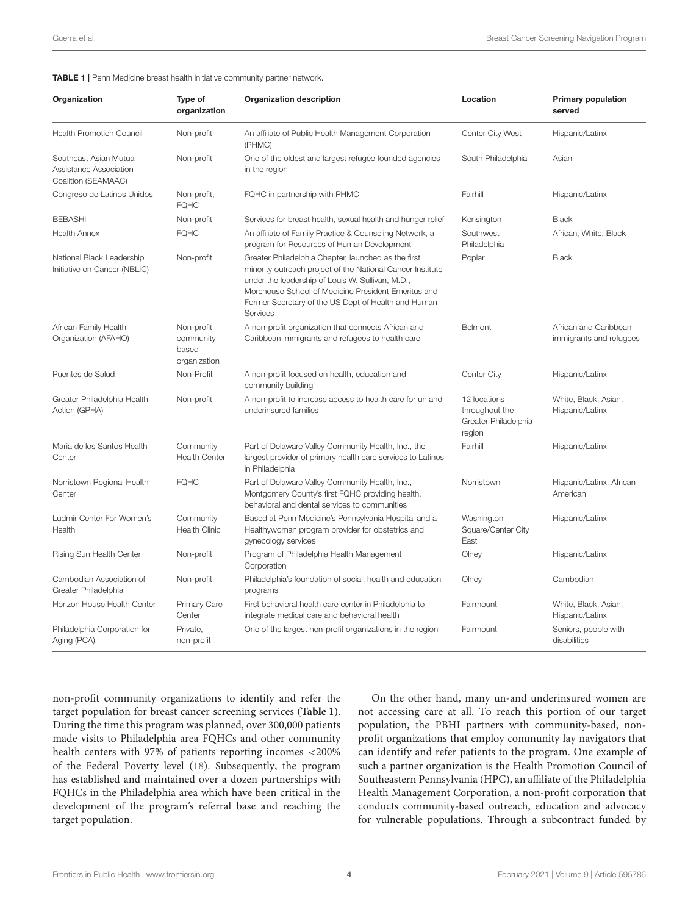**TABLE 1 |** Penn Medicine breast health initiative community partner network.

| Organization | Type of organization | Organization description | Location | Primary population served |
|---|---|---|---|---|
| Health Promotion Council | Non-profit | An affiliate of Public Health Management Corporation (PHMC) | Center City West | Hispanic/Latinx |
| Southeast Asian Mutual Assistance Association Coalition (SEAMAAC) | Non-profit | One of the oldest and largest refugee founded agencies in the region | South Philadelphia | Asian |
| Congreso de Latinos Unidos | Non-profit, FQHC | FQHC in partnership with PHMC | Fairhill | Hispanic/Latinx |
| BEBASHI | Non-profit | Services for breast health, sexual health and hunger relief | Kensington | Black |
| Health Annex | FQHC | An affiliate of Family Practice & Counseling Network, a program for Resources of Human Development | Southwest Philadelphia | African, White, Black |
| National Black Leadership Initiative on Cancer (NBLIC) | Non-profit | Greater Philadelphia Chapter, launched as the first minority outreach project of the National Cancer Institute under the leadership of Louis W. Sullivan, M.D., Morehouse School of Medicine President Emeritus and Former Secretary of the US Dept of Health and Human Services | Poplar | Black |
| African Family Health Organization (AFAHO) | Non-profit community based organization | A non-profit organization that connects African and Caribbean immigrants and refugees to health care | Belmont | African and Caribbean immigrants and refugees |
| Puentes de Salud | Non-Profit | A non-profit focused on health, education and community building | Center City | Hispanic/Latinx |
| Greater Philadelphia Health Action (GPHA) | Non-profit | A non-profit to increase access to health care for un and underinsured families | 12 locations throughout the Greater Philadelphia region | White, Black, Asian, Hispanic/Latinx |
| Maria de los Santos Health Center | Community Health Center | Part of Delaware Valley Community Health, Inc., the largest provider of primary health care services to Latinos in Philadelphia | Fairhill | Hispanic/Latinx |
| Norristown Regional Health Center | FQHC | Part of Delaware Valley Community Health, Inc., Montgomery County's first FQHC providing health, behavioral and dental services to communities | Norristown | Hispanic/Latinx, African American |
| Ludmir Center For Women's Health | Community Health Clinic | Based at Penn Medicine's Pennsylvania Hospital and a Healthywoman program provider for obstetrics and gynecology services | Washington Square/Center City East | Hispanic/Latinx |
| Rising Sun Health Center | Non-profit | Program of Philadelphia Health Management Corporation | Olney | Hispanic/Latinx |
| Cambodian Association of Greater Philadelphia | Non-profit | Philadelphia's foundation of social, health and education programs | Olney | Cambodian |
| Horizon House Health Center | Primary Care Center | First behavioral health care center in Philadelphia to integrate medical care and behavioral health | Fairmount | White, Black, Asian, Hispanic/Latinx |
| Philadelphia Corporation for Aging (PCA) | Private, non-profit | One of the largest non-profit organizations in the region | Fairmount | Seniors, people with disabilities |

non-profit community organizations to identify and refer the target population for breast cancer screening services (**Table 1**). During the time this program was planned, over 300,000 patients made visits to Philadelphia area FQHCs and other community health centers with 97% of patients reporting incomes <200% of the Federal Poverty level (18). Subsequently, the program has established and maintained over a dozen partnerships with FQHCs in the Philadelphia area which have been critical in the development of the program's referral base and reaching the target population.

On the other hand, many un-and underinsured women are not accessing care at all. To reach this portion of our target population, the PBHI partners with community-based, non-profit organizations that employ community lay navigators that can identify and refer patients to the program. One example of such a partner organization is the Health Promotion Council of Southeastern Pennsylvania (HPC), an affiliate of the Philadelphia Health Management Corporation, a non-profit corporation that conducts community-based outreach, education and advocacy for vulnerable populations. Through a subcontract funded by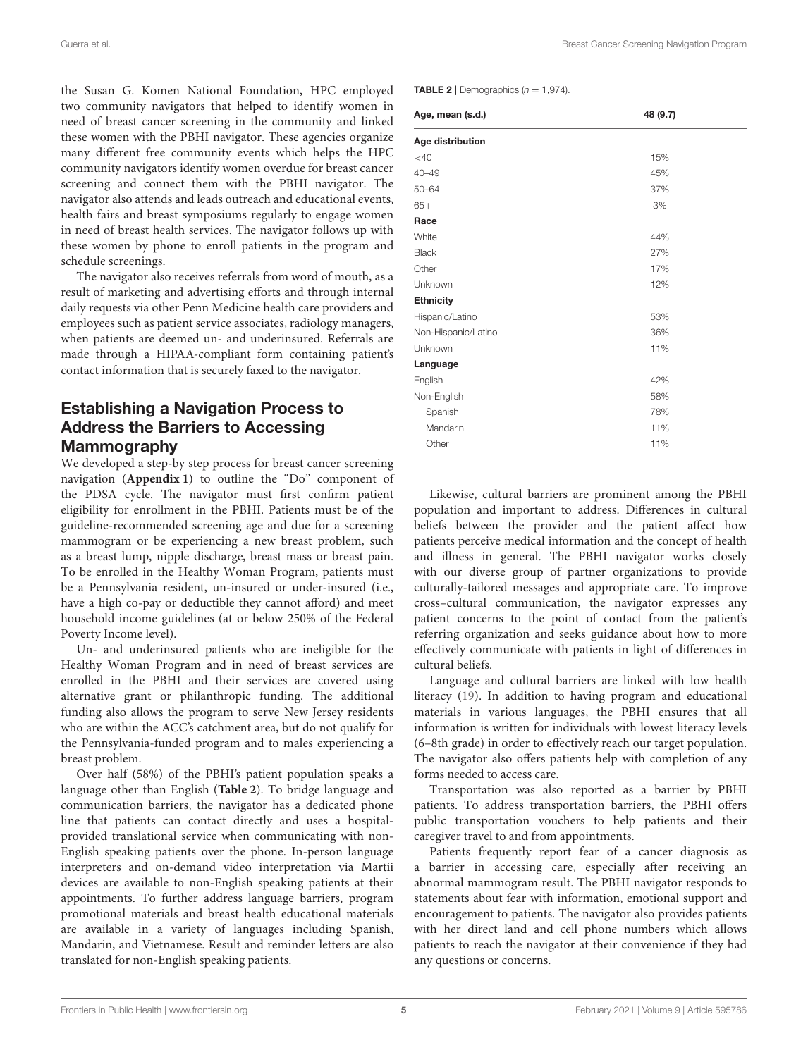the Susan G. Komen National Foundation, HPC employed two community navigators that helped to identify women in need of breast cancer screening in the community and linked these women with the PBHI navigator. These agencies organize many different free community events which helps the HPC community navigators identify women overdue for breast cancer screening and connect them with the PBHI navigator. The navigator also attends and leads outreach and educational events, health fairs and breast symposiums regularly to engage women in need of breast health services. The navigator follows up with these women by phone to enroll patients in the program and schedule screenings.

The navigator also receives referrals from word of mouth, as a result of marketing and advertising efforts and through internal daily requests via other Penn Medicine health care providers and employees such as patient service associates, radiology managers, when patients are deemed un- and underinsured. Referrals are made through a HIPAA-compliant form containing patient's contact information that is securely faxed to the navigator.

## Establishing a Navigation Process to Address the Barriers to Accessing Mammography

We developed a step-by step process for breast cancer screening navigation (**Appendix 1**) to outline the "Do" component of the PDSA cycle. The navigator must first confirm patient eligibility for enrollment in the PBHI. Patients must be of the guideline-recommended screening age and due for a screening mammogram or be experiencing a new breast problem, such as a breast lump, nipple discharge, breast mass or breast pain. To be enrolled in the Healthy Woman Program, patients must be a Pennsylvania resident, un-insured or under-insured (i.e., have a high co-pay or deductible they cannot afford) and meet household income guidelines (at or below 250% of the Federal Poverty Income level).

Un- and underinsured patients who are ineligible for the Healthy Woman Program and in need of breast services are enrolled in the PBHI and their services are covered using alternative grant or philanthropic funding. The additional funding also allows the program to serve New Jersey residents who are within the ACC's catchment area, but do not qualify for the Pennsylvania-funded program and to males experiencing a breast problem.

Over half (58%) of the PBHI's patient population speaks a language other than English (**Table 2**). To bridge language and communication barriers, the navigator has a dedicated phone line that patients can contact directly and uses a hospital-provided translational service when communicating with non-English speaking patients over the phone. In-person language interpreters and on-demand video interpretation via Martii devices are available to non-English speaking patients at their appointments. To further address language barriers, program promotional materials and breast health educational materials are available in a variety of languages including Spanish, Mandarin, and Vietnamese. Result and reminder letters are also translated for non-English speaking patients.

**TABLE 2** | Demographics ($n = 1,974$).

| Age, mean (s.d.) | 48 (9.7) |
|---|---|
| **Age distribution** | |
| <40 | 15% |
| 40–49 | 45% |
| 50–64 | 37% |
| 65+ | 3% |
| **Race** | |
| White | 44% |
| Black | 27% |
| Other | 17% |
| Unknown | 12% |
| **Ethnicity** | |
| Hispanic/Latino | 53% |
| Non-Hispanic/Latino | 36% |
| Unknown | 11% |
| **Language** | |
| English | 42% |
| Non-English | 58% |
| Spanish | 78% |
| Mandarin | 11% |
| Other | 11% |

Likewise, cultural barriers are prominent among the PBHI population and important to address. Differences in cultural beliefs between the provider and the patient affect how patients perceive medical information and the concept of health and illness in general. The PBHI navigator works closely with our diverse group of partner organizations to provide culturally-tailored messages and appropriate care. To improve cross–cultural communication, the navigator expresses any patient concerns to the point of contact from the patient's referring organization and seeks guidance about how to more effectively communicate with patients in light of differences in cultural beliefs.

Language and cultural barriers are linked with low health literacy (19). In addition to having program and educational materials in various languages, the PBHI ensures that all information is written for individuals with lowest literacy levels (6–8th grade) in order to effectively reach our target population. The navigator also offers patients help with completion of any forms needed to access care.

Transportation was also reported as a barrier by PBHI patients. To address transportation barriers, the PBHI offers public transportation vouchers to help patients and their caregiver travel to and from appointments.

Patients frequently report fear of a cancer diagnosis as a barrier in accessing care, especially after receiving an abnormal mammogram result. The PBHI navigator responds to statements about fear with information, emotional support and encouragement to patients. The navigator also provides patients with her direct land and cell phone numbers which allows patients to reach the navigator at their convenience if they had any questions or concerns.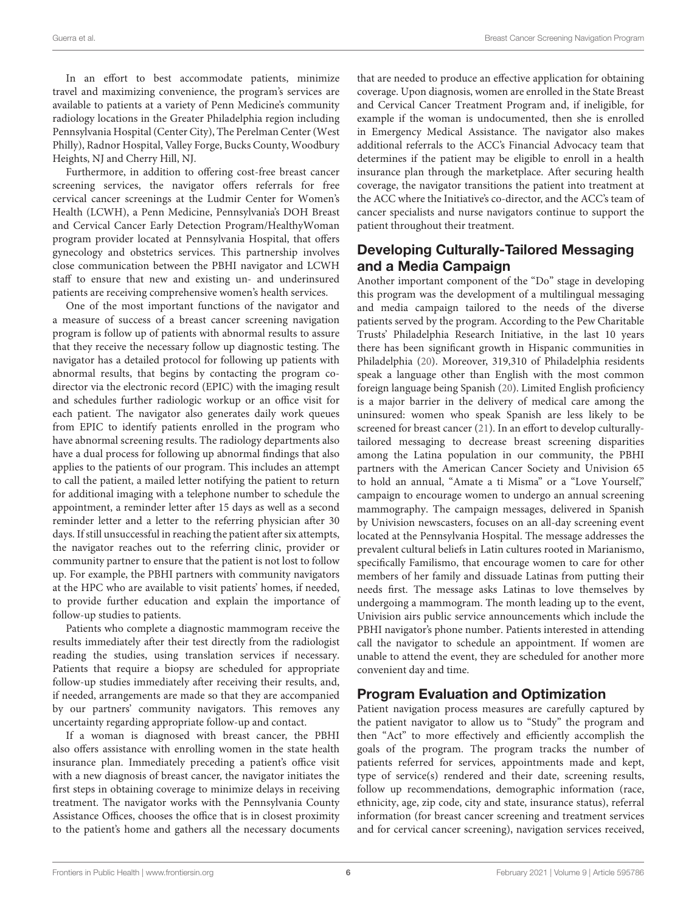In an effort to best accommodate patients, minimize travel and maximizing convenience, the program's services are available to patients at a variety of Penn Medicine's community radiology locations in the Greater Philadelphia region including Pennsylvania Hospital (Center City), The Perelman Center (West Philly), Radnor Hospital, Valley Forge, Bucks County, Woodbury Heights, NJ and Cherry Hill, NJ.

Furthermore, in addition to offering cost-free breast cancer screening services, the navigator offers referrals for free cervical cancer screenings at the Ludmir Center for Women's Health (LCWH), a Penn Medicine, Pennsylvania's DOH Breast and Cervical Cancer Early Detection Program/HealthyWoman program provider located at Pennsylvania Hospital, that offers gynecology and obstetrics services. This partnership involves close communication between the PBHI navigator and LCWH staff to ensure that new and existing un- and underinsured patients are receiving comprehensive women's health services.

One of the most important functions of the navigator and a measure of success of a breast cancer screening navigation program is follow up of patients with abnormal results to assure that they receive the necessary follow up diagnostic testing. The navigator has a detailed protocol for following up patients with abnormal results, that begins by contacting the program co-director via the electronic record (EPIC) with the imaging result and schedules further radiologic workup or an office visit for each patient. The navigator also generates daily work queues from EPIC to identify patients enrolled in the program who have abnormal screening results. The radiology departments also have a dual process for following up abnormal findings that also applies to the patients of our program. This includes an attempt to call the patient, a mailed letter notifying the patient to return for additional imaging with a telephone number to schedule the appointment, a reminder letter after 15 days as well as a second reminder letter and a letter to the referring physician after 30 days. If still unsuccessful in reaching the patient after six attempts, the navigator reaches out to the referring clinic, provider or community partner to ensure that the patient is not lost to follow up. For example, the PBHI partners with community navigators at the HPC who are available to visit patients' homes, if needed, to provide further education and explain the importance of follow-up studies to patients.

Patients who complete a diagnostic mammogram receive the results immediately after their test directly from the radiologist reading the studies, using translation services if necessary. Patients that require a biopsy are scheduled for appropriate follow-up studies immediately after receiving their results, and, if needed, arrangements are made so that they are accompanied by our partners' community navigators. This removes any uncertainty regarding appropriate follow-up and contact.

If a woman is diagnosed with breast cancer, the PBHI also offers assistance with enrolling women in the state health insurance plan. Immediately preceding a patient's office visit with a new diagnosis of breast cancer, the navigator initiates the first steps in obtaining coverage to minimize delays in receiving treatment. The navigator works with the Pennsylvania County Assistance Offices, chooses the office that is in closest proximity to the patient's home and gathers all the necessary documents that are needed to produce an effective application for obtaining coverage. Upon diagnosis, women are enrolled in the State Breast and Cervical Cancer Treatment Program and, if ineligible, for example if the woman is undocumented, then she is enrolled in Emergency Medical Assistance. The navigator also makes additional referrals to the ACC's Financial Advocacy team that determines if the patient may be eligible to enroll in a health insurance plan through the marketplace. After securing health coverage, the navigator transitions the patient into treatment at the ACC where the Initiative's co-director, and the ACC's team of cancer specialists and nurse navigators continue to support the patient throughout their treatment.

## Developing Culturally-Tailored Messaging and a Media Campaign

Another important component of the "Do" stage in developing this program was the development of a multilingual messaging and media campaign tailored to the needs of the diverse patients served by the program. According to the Pew Charitable Trusts' Philadelphia Research Initiative, in the last 10 years there has been significant growth in Hispanic communities in Philadelphia (20). Moreover, 319,310 of Philadelphia residents speak a language other than English with the most common foreign language being Spanish (20). Limited English proficiency is a major barrier in the delivery of medical care among the uninsured: women who speak Spanish are less likely to be screened for breast cancer (21). In an effort to develop culturally-tailored messaging to decrease breast screening disparities among the Latina population in our community, the PBHI partners with the American Cancer Society and Univision 65 to hold an annual, "Amate a ti Misma" or a "Love Yourself," campaign to encourage women to undergo an annual screening mammography. The campaign messages, delivered in Spanish by Univision newscasters, focuses on an all-day screening event located at the Pennsylvania Hospital. The message addresses the prevalent cultural beliefs in Latin cultures rooted in Marianismo, specifically Familismo, that encourage women to care for other members of her family and dissuade Latinas from putting their needs first. The message asks Latinas to love themselves by undergoing a mammogram. The month leading up to the event, Univision airs public service announcements which include the PBHI navigator's phone number. Patients interested in attending call the navigator to schedule an appointment. If women are unable to attend the event, they are scheduled for another more convenient day and time.

## Program Evaluation and Optimization

Patient navigation process measures are carefully captured by the patient navigator to allow us to "Study" the program and then "Act" to more effectively and efficiently accomplish the goals of the program. The program tracks the number of patients referred for services, appointments made and kept, type of service(s) rendered and their date, screening results, follow up recommendations, demographic information (race, ethnicity, age, zip code, city and state, insurance status), referral information (for breast cancer screening and treatment services and for cervical cancer screening), navigation services received,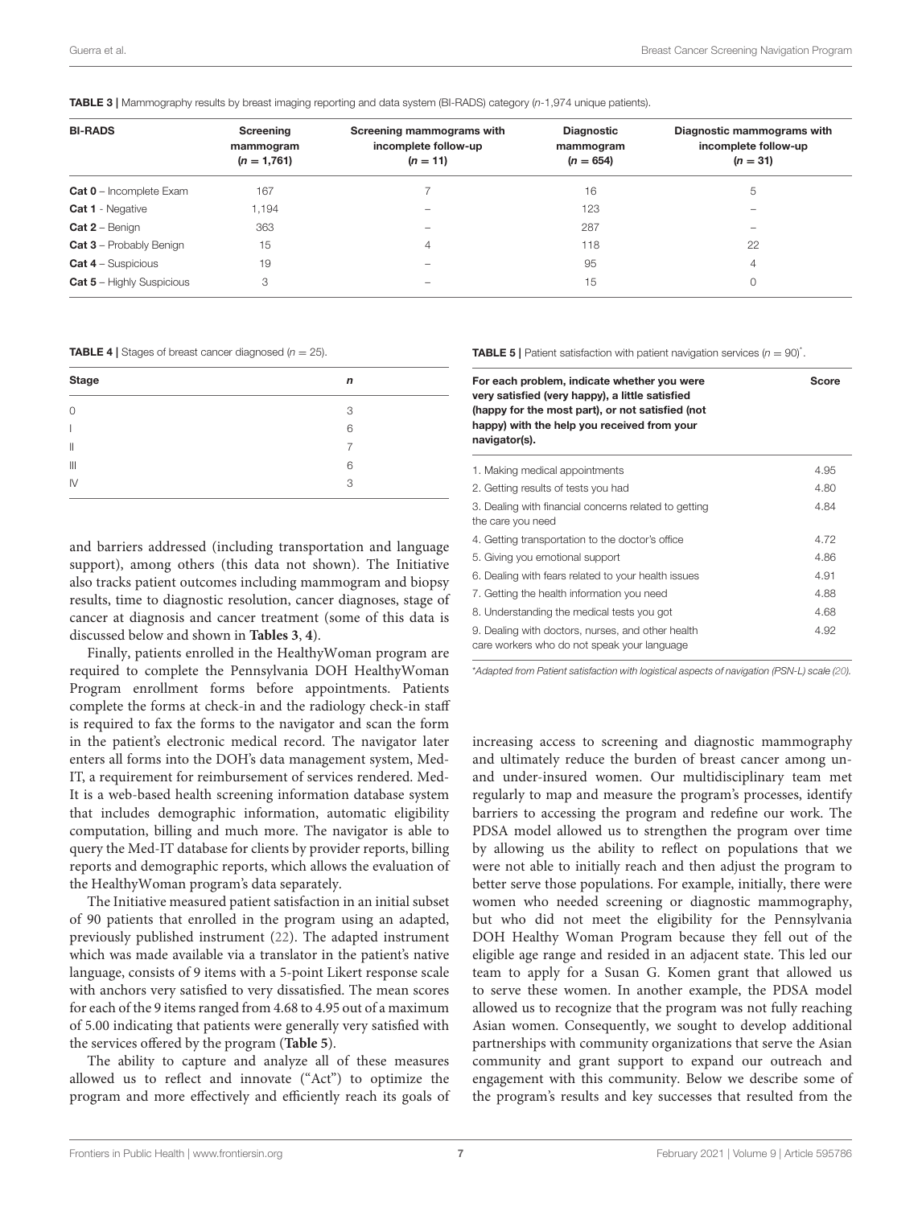**TABLE 3 |** Mammography results by breast imaging reporting and data system (BI-RADS) category (*n*-1,974 unique patients).

| BI-RADS | Screening mammogram ($n = 1,761$) | Screening mammograms with incomplete follow-up ($n = 11$) | Diagnostic mammogram ($n = 654$) | Diagnostic mammograms with incomplete follow-up ($n = 31$) |
|---|---|---|---|---|
| **Cat 0** – Incomplete Exam | 167 | 7 | 16 | 5 |
| **Cat 1** - Negative | 1,194 | – | 123 | – |
| **Cat 2** – Benign | 363 | – | 287 | – |
| **Cat 3** – Probably Benign | 15 | 4 | 118 | 22 |
| **Cat 4** – Suspicious | 19 | – | 95 | 4 |
| **Cat 5** – Highly Suspicious | 3 | – | 15 | 0 |

**TABLE 4 |** Stages of breast cancer diagnosed ($n = 25$).

| Stage | *n* |
|---|---|
| 0 | 3 |
| I | 6 |
| II | 7 |
| III | 6 |
| IV | 3 |

and barriers addressed (including transportation and language support), among others (this data not shown). The Initiative also tracks patient outcomes including mammogram and biopsy results, time to diagnostic resolution, cancer diagnoses, stage of cancer at diagnosis and cancer treatment (some of this data is discussed below and shown in **Tables 3**, **4**).

Finally, patients enrolled in the HealthyWoman program are required to complete the Pennsylvania DOH HealthyWoman Program enrollment forms before appointments. Patients complete the forms at check-in and the radiology check-in staff is required to fax the forms to the navigator and scan the form in the patient's electronic medical record. The navigator later enters all forms into the DOH's data management system, Med-IT, a requirement for reimbursement of services rendered. Med-It is a web-based health screening information database system that includes demographic information, automatic eligibility computation, billing and much more. The navigator is able to query the Med-IT database for clients by provider reports, billing reports and demographic reports, which allows the evaluation of the HealthyWoman program's data separately.

The Initiative measured patient satisfaction in an initial subset of 90 patients that enrolled in the program using an adapted, previously published instrument (22). The adapted instrument which was made available via a translator in the patient's native language, consists of 9 items with a 5-point Likert response scale with anchors very satisfied to very dissatisfied. The mean scores for each of the 9 items ranged from 4.68 to 4.95 out of a maximum of 5.00 indicating that patients were generally very satisfied with the services offered by the program (**Table 5**).

The ability to capture and analyze all of these measures allowed us to reflect and innovate ("Act") to optimize the program and more effectively and efficiently reach its goals of increasing access to screening and diagnostic mammography and ultimately reduce the burden of breast cancer among un- and under-insured women. Our multidisciplinary team met regularly to map and measure the program's processes, identify barriers to accessing the program and redefine our work. The PDSA model allowed us to strengthen the program over time by allowing us the ability to reflect on populations that we were not able to initially reach and then adjust the program to better serve those populations. For example, initially, there were women who needed screening or diagnostic mammography, but who did not meet the eligibility for the Pennsylvania DOH Healthy Woman Program because they fell out of the eligible age range and resided in an adjacent state. This led our team to apply for a Susan G. Komen grant that allowed us to serve these women. In another example, the PDSA model allowed us to recognize that the program was not fully reaching Asian women. Consequently, we sought to develop additional partnerships with community organizations that serve the Asian community and grant support to expand our outreach and engagement with this community. Below we describe some of the program's results and key successes that resulted from the

**TABLE 5 |** Patient satisfaction with patient navigation services ($n = 90$)*.

| For each problem, indicate whether you were very satisfied (very happy), a little satisfied (happy for the most part), or not satisfied (not happy) with the help you received from your navigator(s). | Score |
|---|---|
| 1. Making medical appointments | 4.95 |
| 2. Getting results of tests you had | 4.80 |
| 3. Dealing with financial concerns related to getting the care you need | 4.84 |
| 4. Getting transportation to the doctor's office | 4.72 |
| 5. Giving you emotional support | 4.86 |
| 6. Dealing with fears related to your health issues | 4.91 |
| 7. Getting the health information you need | 4.88 |
| 8. Understanding the medical tests you got | 4.68 |
| 9. Dealing with doctors, nurses, and other health care workers who do not speak your language | 4.92 |

*\*Adapted from Patient satisfaction with logistical aspects of navigation (PSN-L) scale (20).*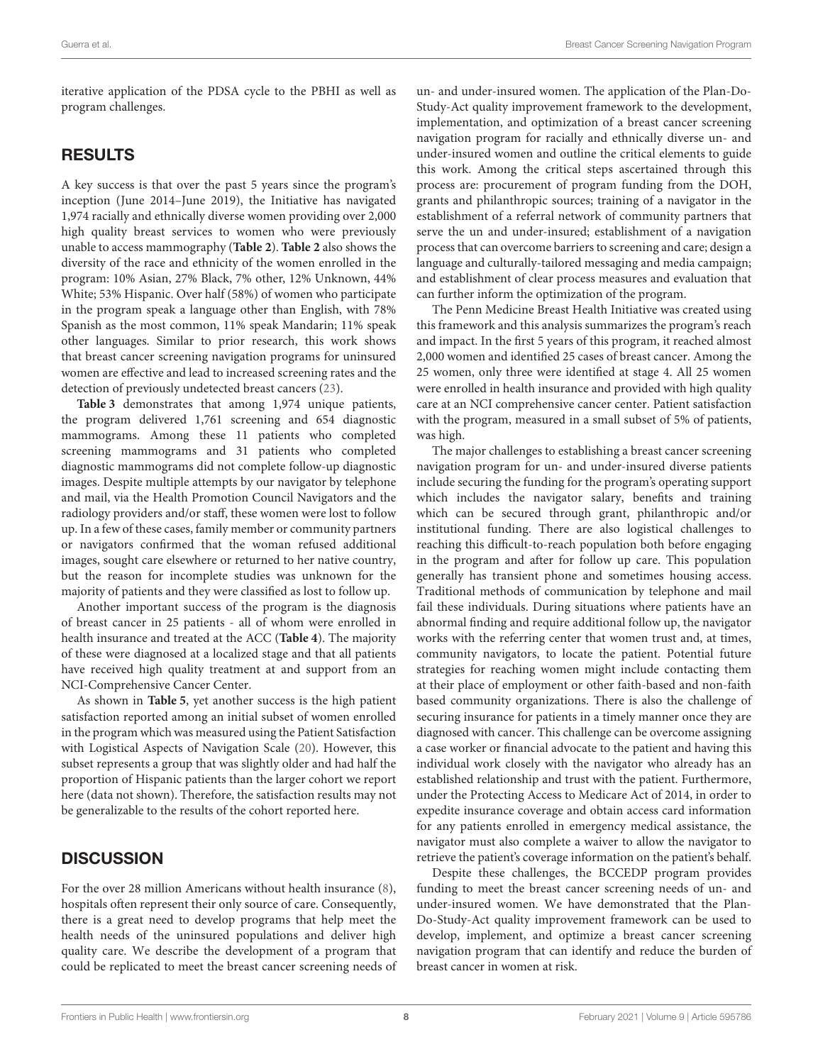iterative application of the PDSA cycle to the PBHI as well as program challenges.

## RESULTS

A key success is that over the past 5 years since the program's inception (June 2014–June 2019), the Initiative has navigated 1,974 racially and ethnically diverse women providing over 2,000 high quality breast services to women who were previously unable to access mammography (**Table 2**). **Table 2** also shows the diversity of the race and ethnicity of the women enrolled in the program: 10% Asian, 27% Black, 7% other, 12% Unknown, 44% White; 53% Hispanic. Over half (58%) of women who participate in the program speak a language other than English, with 78% Spanish as the most common, 11% speak Mandarin; 11% speak other languages. Similar to prior research, this work shows that breast cancer screening navigation programs for uninsured women are effective and lead to increased screening rates and the detection of previously undetected breast cancers (23).

**Table 3** demonstrates that among 1,974 unique patients, the program delivered 1,761 screening and 654 diagnostic mammograms. Among these 11 patients who completed screening mammograms and 31 patients who completed diagnostic mammograms did not complete follow-up diagnostic images. Despite multiple attempts by our navigator by telephone and mail, via the Health Promotion Council Navigators and the radiology providers and/or staff, these women were lost to follow up. In a few of these cases, family member or community partners or navigators confirmed that the woman refused additional images, sought care elsewhere or returned to her native country, but the reason for incomplete studies was unknown for the majority of patients and they were classified as lost to follow up.

Another important success of the program is the diagnosis of breast cancer in 25 patients - all of whom were enrolled in health insurance and treated at the ACC (**Table 4**). The majority of these were diagnosed at a localized stage and that all patients have received high quality treatment at and support from an NCI-Comprehensive Cancer Center.

As shown in **Table 5**, yet another success is the high patient satisfaction reported among an initial subset of women enrolled in the program which was measured using the Patient Satisfaction with Logistical Aspects of Navigation Scale (20). However, this subset represents a group that was slightly older and had half the proportion of Hispanic patients than the larger cohort we report here (data not shown). Therefore, the satisfaction results may not be generalizable to the results of the cohort reported here.

## DISCUSSION

For the over 28 million Americans without health insurance (8), hospitals often represent their only source of care. Consequently, there is a great need to develop programs that help meet the health needs of the uninsured populations and deliver high quality care. We describe the development of a program that could be replicated to meet the breast cancer screening needs of un- and under-insured women. The application of the Plan-Do-Study-Act quality improvement framework to the development, implementation, and optimization of a breast cancer screening navigation program for racially and ethnically diverse un- and under-insured women and outline the critical elements to guide this work. Among the critical steps ascertained through this process are: procurement of program funding from the DOH, grants and philanthropic sources; training of a navigator in the establishment of a referral network of community partners that serve the un and under-insured; establishment of a navigation process that can overcome barriers to screening and care; design a language and culturally-tailored messaging and media campaign; and establishment of clear process measures and evaluation that can further inform the optimization of the program.

The Penn Medicine Breast Health Initiative was created using this framework and this analysis summarizes the program's reach and impact. In the first 5 years of this program, it reached almost 2,000 women and identified 25 cases of breast cancer. Among the 25 women, only three were identified at stage 4. All 25 women were enrolled in health insurance and provided with high quality care at an NCI comprehensive cancer center. Patient satisfaction with the program, measured in a small subset of 5% of patients, was high.

The major challenges to establishing a breast cancer screening navigation program for un- and under-insured diverse patients include securing the funding for the program's operating support which includes the navigator salary, benefits and training which can be secured through grant, philanthropic and/or institutional funding. There are also logistical challenges to reaching this difficult-to-reach population both before engaging in the program and after for follow up care. This population generally has transient phone and sometimes housing access. Traditional methods of communication by telephone and mail fail these individuals. During situations where patients have an abnormal finding and require additional follow up, the navigator works with the referring center that women trust and, at times, community navigators, to locate the patient. Potential future strategies for reaching women might include contacting them at their place of employment or other faith-based and non-faith based community organizations. There is also the challenge of securing insurance for patients in a timely manner once they are diagnosed with cancer. This challenge can be overcome assigning a case worker or financial advocate to the patient and having this individual work closely with the navigator who already has an established relationship and trust with the patient. Furthermore, under the Protecting Access to Medicare Act of 2014, in order to expedite insurance coverage and obtain access card information for any patients enrolled in emergency medical assistance, the navigator must also complete a waiver to allow the navigator to retrieve the patient's coverage information on the patient's behalf.

Despite these challenges, the BCCEDP program provides funding to meet the breast cancer screening needs of un- and under-insured women. We have demonstrated that the Plan-Do-Study-Act quality improvement framework can be used to develop, implement, and optimize a breast cancer screening navigation program that can identify and reduce the burden of breast cancer in women at risk.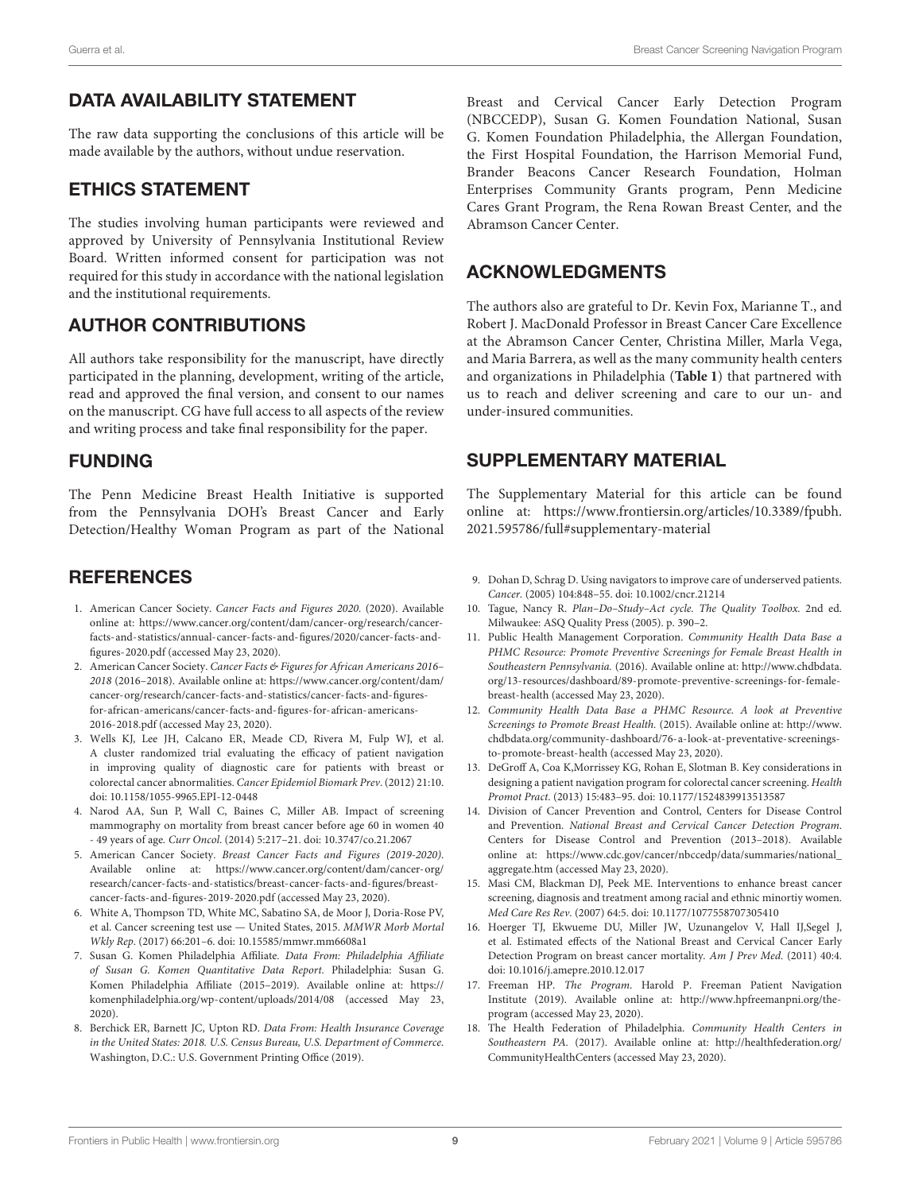## DATA AVAILABILITY STATEMENT

The raw data supporting the conclusions of this article will be made available by the authors, without undue reservation.

## ETHICS STATEMENT

The studies involving human participants were reviewed and approved by University of Pennsylvania Institutional Review Board. Written informed consent for participation was not required for this study in accordance with the national legislation and the institutional requirements.

## AUTHOR CONTRIBUTIONS

All authors take responsibility for the manuscript, have directly participated in the planning, development, writing of the article, read and approved the final version, and consent to our names on the manuscript. CG have full access to all aspects of the review and writing process and take final responsibility for the paper.

## FUNDING

The Penn Medicine Breast Health Initiative is supported from the Pennsylvania DOH's Breast Cancer and Early Detection/Healthy Woman Program as part of the National Breast and Cervical Cancer Early Detection Program (NBCCEDP), Susan G. Komen Foundation National, Susan G. Komen Foundation Philadelphia, the Allergan Foundation, the First Hospital Foundation, the Harrison Memorial Fund, Brander Beacons Cancer Research Foundation, Holman Enterprises Community Grants program, Penn Medicine Cares Grant Program, the Rena Rowan Breast Center, and the Abramson Cancer Center.

## ACKNOWLEDGMENTS

The authors also are grateful to Dr. Kevin Fox, Marianne T., and Robert J. MacDonald Professor in Breast Cancer Care Excellence at the Abramson Cancer Center, Christina Miller, Marla Vega, and Maria Barrera, as well as the many community health centers and organizations in Philadelphia (**Table 1**) that partnered with us to reach and deliver screening and care to our un- and under-insured communities.

## SUPPLEMENTARY MATERIAL

The Supplementary Material for this article can be found online at: https://www.frontiersin.org/articles/10.3389/fpubh.2021.595786/full#supplementary-material

## REFERENCES

1. American Cancer Society. *Cancer Facts and Figures 2020.* (2020). Available online at: https://www.cancer.org/content/dam/cancer-org/research/cancer-facts-and-statistics/annual-cancer-facts-and-figures/2020/cancer-facts-and-figures-2020.pdf (accessed May 23, 2020).
2. American Cancer Society. *Cancer Facts & Figures for African Americans 2016–2018* (2016–2018). Available online at: https://www.cancer.org/content/dam/cancer-org/research/cancer-facts-and-statistics/cancer-facts-and-figures-for-african-americans/cancer-facts-and-figures-for-african-americans-2016-2018.pdf (accessed May 23, 2020).
3. Wells KJ, Lee JH, Calcano ER, Meade CD, Rivera M, Fulp WJ, et al. A cluster randomized trial evaluating the efficacy of patient navigation in improving quality of diagnostic care for patients with breast or colorectal cancer abnormalities. *Cancer Epidemiol Biomark Prev*. (2012) 21:10. doi: 10.1158/1055-9965.EPI-12-0448
4. Narod AA, Sun P, Wall C, Baines C, Miller AB. Impact of screening mammography on mortality from breast cancer before age 60 in women 40 - 49 years of age. *Curr Oncol*. (2014) 5:217–21. doi: 10.3747/co.21.2067
5. American Cancer Society. *Breast Cancer Facts and Figures (2019-2020).* Available online at: https://www.cancer.org/content/dam/cancer-org/research/cancer-facts-and-statistics/breast-cancer-facts-and-figures/breast-cancer-facts-and-figures-2019-2020.pdf (accessed May 23, 2020).
6. White A, Thompson TD, White MC, Sabatino SA, de Moor J, Doria-Rose PV, et al. Cancer screening test use — United States, 2015. *MMWR Morb Mortal Wkly Rep*. (2017) 66:201–6. doi: 10.15585/mmwr.mm6608a1
7. Susan G. Komen Philadelphia Affiliate. *Data From: Philadelphia Affiliate of Susan G. Komen Quantitative Data Report.* Philadelphia: Susan G. Komen Philadelphia Affiliate (2015–2019). Available online at: https://komenphiladelphia.org/wp-content/uploads/2014/08 (accessed May 23, 2020).
8. Berchick ER, Barnett JC, Upton RD. *Data From: Health Insurance Coverage in the United States: 2018. U.S. Census Bureau, U.S. Department of Commerce.* Washington, D.C.: U.S. Government Printing Office (2019).
9. Dohan D, Schrag D. Using navigators to improve care of underserved patients. *Cancer*. (2005) 104:848–55. doi: 10.1002/cncr.21214
10. Tague, Nancy R. *Plan–Do–Study–Act cycle. The Quality Toolbox.* 2nd ed. Milwaukee: ASQ Quality Press (2005). p. 390–2.
11. Public Health Management Corporation. *Community Health Data Base a PHMC Resource: Promote Preventive Screenings for Female Breast Health in Southeastern Pennsylvania.* (2016). Available online at: http://www.chdbdata.org/13-resources/dashboard/89-promote-preventive-screenings-for-female-breast-health (accessed May 23, 2020).
12. *Community Health Data Base a PHMC Resource. A look at Preventive Screenings to Promote Breast Health.* (2015). Available online at: http://www.chdbdata.org/community-dashboard/76-a-look-at-preventative-screenings-to-promote-breast-health (accessed May 23, 2020).
13. DeGroff A, Coa K,Morrissey KG, Rohan E, Slotman B. Key considerations in designing a patient navigation program for colorectal cancer screening. *Health Promot Pract*. (2013) 15:483–95. doi: 10.1177/1524839913513587
14. Division of Cancer Prevention and Control, Centers for Disease Control and Prevention. *National Breast and Cervical Cancer Detection Program.* Centers for Disease Control and Prevention (2013–2018). Available online at: https://www.cdc.gov/cancer/nbccedp/data/summaries/national_aggregate.htm (accessed May 23, 2020).
15. Masi CM, Blackman DJ, Peek ME. Interventions to enhance breast cancer screening, diagnosis and treatment among racial and ethnic minortiy women. *Med Care Res Rev*. (2007) 64:5. doi: 10.1177/1077558707305410
16. Hoerger TJ, Ekwueme DU, Miller JW, Uzunangelov V, Hall IJ,Segel J, et al. Estimated effects of the National Breast and Cervical Cancer Early Detection Program on breast cancer mortality. *Am J Prev Med*. (2011) 40:4. doi: 10.1016/j.amepre.2010.12.017
17. Freeman HP. *The Program*. Harold P. Freeman Patient Navigation Institute (2019). Available online at: http://www.hpfreemanpni.org/the-program (accessed May 23, 2020).
18. The Health Federation of Philadelphia. *Community Health Centers in Southeastern PA.* (2017). Available online at: http://healthfederation.org/CommunityHealthCenters (accessed May 23, 2020).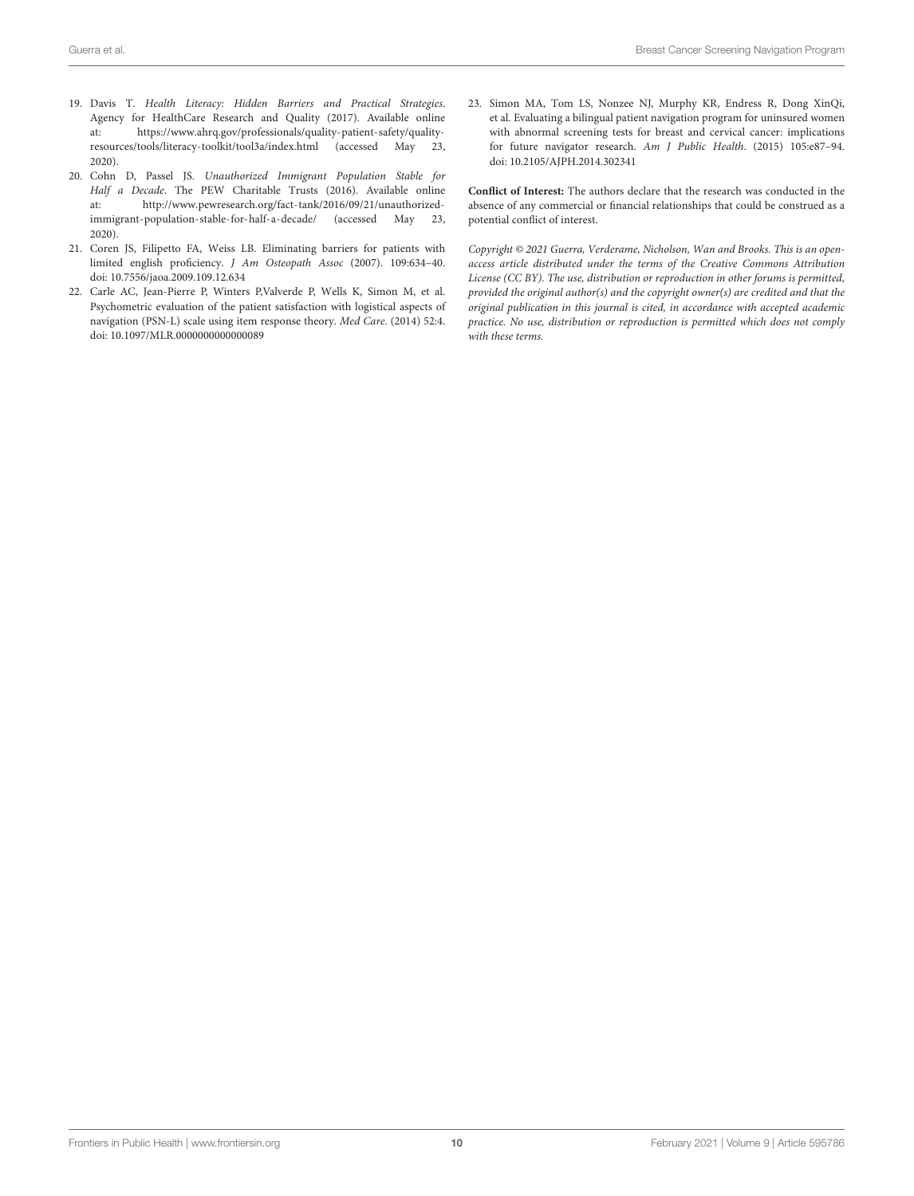19. Davis T. *Health Literacy: Hidden Barriers and Practical Strategies*. Agency for HealthCare Research and Quality (2017). Available online at: https://www.ahrq.gov/professionals/quality-patient-safety/quality-resources/tools/literacy-toolkit/tool3a/index.html (accessed May 23, 2020).
20. Cohn D, Passel JS. *Unauthorized Immigrant Population Stable for Half a Decade.* The PEW Charitable Trusts (2016). Available online at: http://www.pewresearch.org/fact-tank/2016/09/21/unauthorized-immigrant-population-stable-for-half-a-decade/ (accessed May 23, 2020).
21. Coren JS, Filipetto FA, Weiss LB. Eliminating barriers for patients with limited english proficiency. *J Am Osteopath Assoc* (2007). 109:634–40. doi: 10.7556/jaoa.2009.109.12.634
22. Carle AC, Jean-Pierre P, Winters P,Valverde P, Wells K, Simon M, et al. Psychometric evaluation of the patient satisfaction with logistical aspects of navigation (PSN-L) scale using item response theory. *Med Care*. (2014) 52:4. doi: 10.1097/MLR.0000000000000089
23. Simon MA, Tom LS, Nonzee NJ, Murphy KR, Endress R, Dong XinQi, et al. Evaluating a bilingual patient navigation program for uninsured women with abnormal screening tests for breast and cervical cancer: implications for future navigator research. *Am J Public Health*. (2015) 105:e87–94. doi: 10.2105/AJPH.2014.302341

**Conflict of Interest:** The authors declare that the research was conducted in the absence of any commercial or financial relationships that could be construed as a potential conflict of interest.

*Copyright © 2021 Guerra, Verderame, Nicholson, Wan and Brooks. This is an open-access article distributed under the terms of the Creative Commons Attribution License (CC BY). The use, distribution or reproduction in other forums is permitted, provided the original author(s) and the copyright owner(s) are credited and that the original publication in this journal is cited, in accordance with accepted academic practice. No use, distribution or reproduction is permitted which does not comply with these terms.*